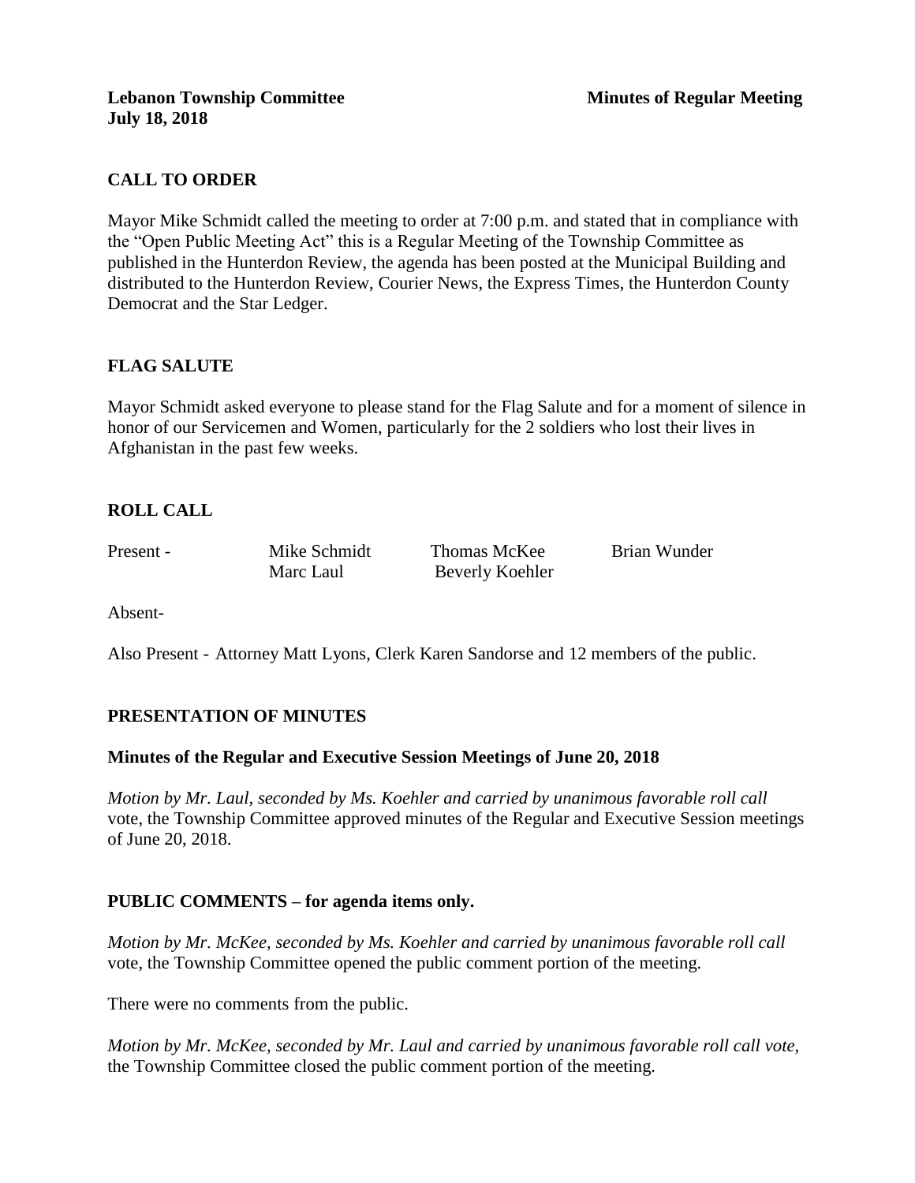**Lebanon Township Committee** **Minutes of Regular Meeting**
**July 18, 2018**

## CALL TO ORDER

Mayor Mike Schmidt called the meeting to order at 7:00 p.m. and stated that in compliance with the "Open Public Meeting Act" this is a Regular Meeting of the Township Committee as published in the Hunterdon Review, the agenda has been posted at the Municipal Building and distributed to the Hunterdon Review, Courier News, the Express Times, the Hunterdon County Democrat and the Star Ledger.

## FLAG SALUTE

Mayor Schmidt asked everyone to please stand for the Flag Salute and for a moment of silence in honor of our Servicemen and Women, particularly for the 2 soldiers who lost their lives in Afghanistan in the past few weeks.

## ROLL CALL

| Present - | Mike Schmidt | Thomas McKee | Brian Wunder |
|---|---|---|---|
| | Marc Laul | Beverly Koehler | |

Absent-

Also Present - Attorney Matt Lyons, Clerk Karen Sandorse and 12 members of the public.

## PRESENTATION OF MINUTES

### Minutes of the Regular and Executive Session Meetings of June 20, 2018

*Motion by Mr. Laul, seconded by Ms. Koehler and carried by unanimous favorable roll call* vote, the Township Committee approved minutes of the Regular and Executive Session meetings of June 20, 2018.

## PUBLIC COMMENTS – for agenda items only.

*Motion by Mr. McKee, seconded by Ms. Koehler and carried by unanimous favorable roll call* vote, the Township Committee opened the public comment portion of the meeting.

There were no comments from the public.

*Motion by Mr. McKee, seconded by Mr. Laul and carried by unanimous favorable roll call vote,* the Township Committee closed the public comment portion of the meeting.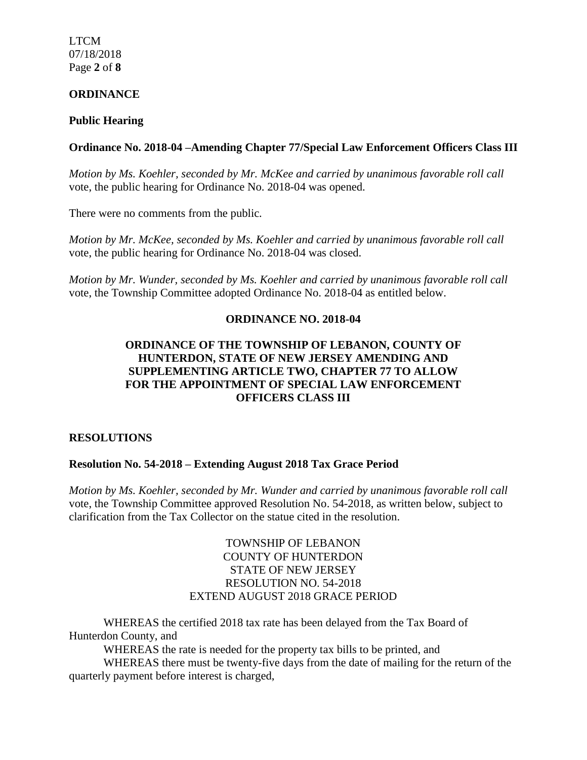**ORDINANCE**

**Public Hearing**

**Ordinance No. 2018-04 –Amending Chapter 77/Special Law Enforcement Officers Class III**

*Motion by Ms. Koehler, seconded by Mr. McKee and carried by unanimous favorable roll call* vote, the public hearing for Ordinance No. 2018-04 was opened.

There were no comments from the public.

*Motion by Mr. McKee, seconded by Ms. Koehler and carried by unanimous favorable roll call* vote, the public hearing for Ordinance No. 2018-04 was closed.

*Motion by Mr. Wunder, seconded by Ms. Koehler and carried by unanimous favorable roll call* vote, the Township Committee adopted Ordinance No. 2018-04 as entitled below.

**ORDINANCE NO. 2018-04**

**ORDINANCE OF THE TOWNSHIP OF LEBANON, COUNTY OF HUNTERDON, STATE OF NEW JERSEY AMENDING AND SUPPLEMENTING ARTICLE TWO, CHAPTER 77 TO ALLOW FOR THE APPOINTMENT OF SPECIAL LAW ENFORCEMENT OFFICERS CLASS III**

**RESOLUTIONS**

**Resolution No. 54-2018 – Extending August 2018 Tax Grace Period**

*Motion by Ms. Koehler, seconded by Mr. Wunder and carried by unanimous favorable roll call* vote, the Township Committee approved Resolution No. 54-2018, as written below, subject to clarification from the Tax Collector on the statue cited in the resolution.

TOWNSHIP OF LEBANON
COUNTY OF HUNTERDON
STATE OF NEW JERSEY
RESOLUTION NO. 54-2018
EXTEND AUGUST 2018 GRACE PERIOD

WHEREAS the certified 2018 tax rate has been delayed from the Tax Board of Hunterdon County, and

WHEREAS the rate is needed for the property tax bills to be printed, and

WHEREAS there must be twenty-five days from the date of mailing for the return of the quarterly payment before interest is charged,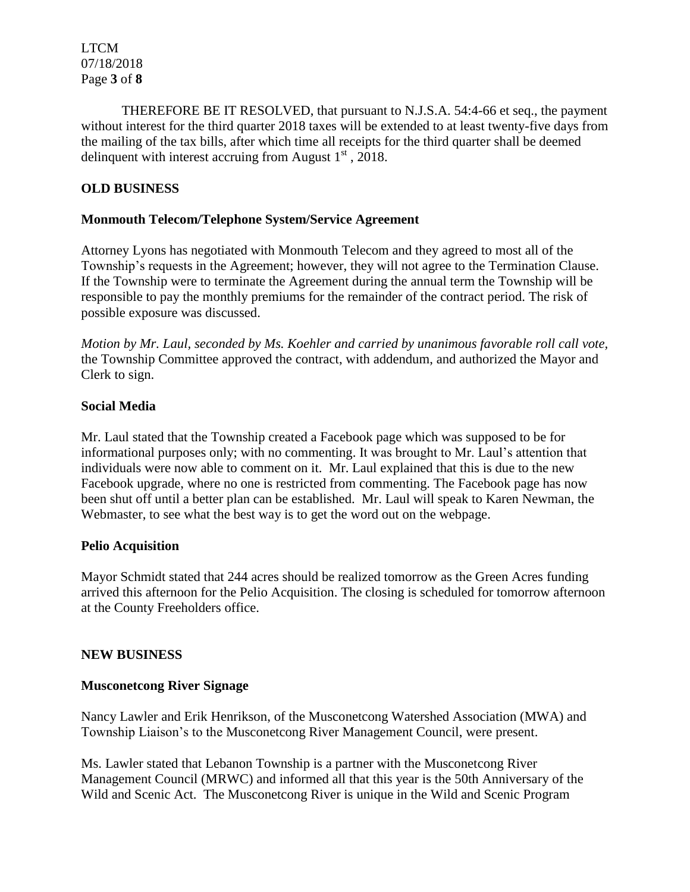THEREFORE BE IT RESOLVED, that pursuant to N.J.S.A. 54:4-66 et seq., the payment without interest for the third quarter 2018 taxes will be extended to at least twenty-five days from the mailing of the tax bills, after which time all receipts for the third quarter shall be deemed delinquent with interest accruing from August 1st , 2018.

## OLD BUSINESS

### Monmouth Telecom/Telephone System/Service Agreement

Attorney Lyons has negotiated with Monmouth Telecom and they agreed to most all of the Township's requests in the Agreement; however, they will not agree to the Termination Clause. If the Township were to terminate the Agreement during the annual term the Township will be responsible to pay the monthly premiums for the remainder of the contract period. The risk of possible exposure was discussed.

*Motion by Mr. Laul, seconded by Ms. Koehler and carried by unanimous favorable roll call vote,* the Township Committee approved the contract, with addendum, and authorized the Mayor and Clerk to sign.

### Social Media

Mr. Laul stated that the Township created a Facebook page which was supposed to be for informational purposes only; with no commenting. It was brought to Mr. Laul's attention that individuals were now able to comment on it. Mr. Laul explained that this is due to the new Facebook upgrade, where no one is restricted from commenting. The Facebook page has now been shut off until a better plan can be established. Mr. Laul will speak to Karen Newman, the Webmaster, to see what the best way is to get the word out on the webpage.

### Pelio Acquisition

Mayor Schmidt stated that 244 acres should be realized tomorrow as the Green Acres funding arrived this afternoon for the Pelio Acquisition. The closing is scheduled for tomorrow afternoon at the County Freeholders office.

## NEW BUSINESS

### Musconetcong River Signage

Nancy Lawler and Erik Henrikson, of the Musconetcong Watershed Association (MWA) and Township Liaison's to the Musconetcong River Management Council, were present.

Ms. Lawler stated that Lebanon Township is a partner with the Musconetcong River Management Council (MRWC) and informed all that this year is the 50th Anniversary of the Wild and Scenic Act. The Musconetcong River is unique in the Wild and Scenic Program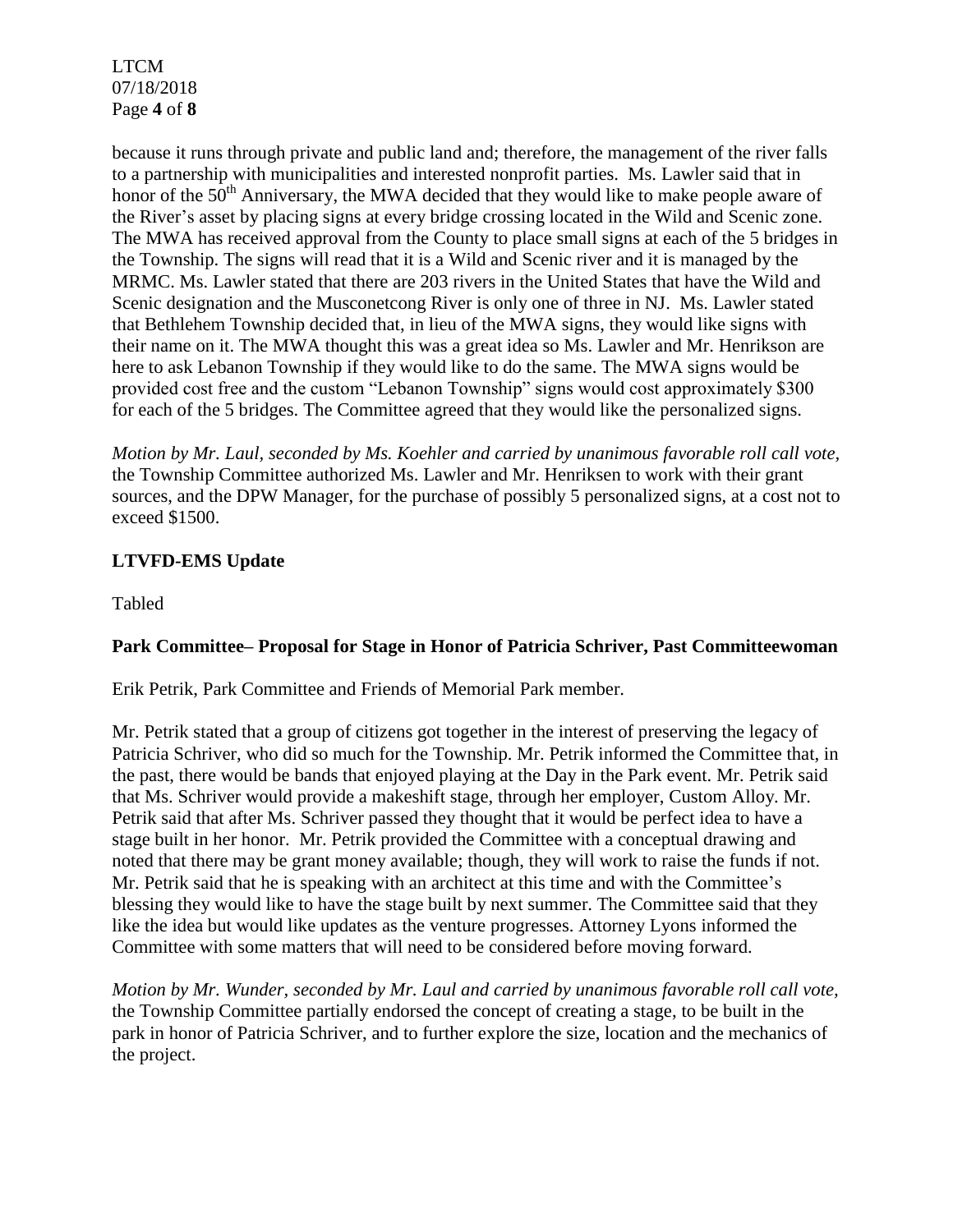because it runs through private and public land and; therefore, the management of the river falls to a partnership with municipalities and interested nonprofit parties. Ms. Lawler said that in honor of the 50th Anniversary, the MWA decided that they would like to make people aware of the River's asset by placing signs at every bridge crossing located in the Wild and Scenic zone. The MWA has received approval from the County to place small signs at each of the 5 bridges in the Township. The signs will read that it is a Wild and Scenic river and it is managed by the MRMC. Ms. Lawler stated that there are 203 rivers in the United States that have the Wild and Scenic designation and the Musconetcong River is only one of three in NJ. Ms. Lawler stated that Bethlehem Township decided that, in lieu of the MWA signs, they would like signs with their name on it. The MWA thought this was a great idea so Ms. Lawler and Mr. Henrikson are here to ask Lebanon Township if they would like to do the same. The MWA signs would be provided cost free and the custom "Lebanon Township" signs would cost approximately $300 for each of the 5 bridges. The Committee agreed that they would like the personalized signs.

*Motion by Mr. Laul, seconded by Ms. Koehler and carried by unanimous favorable roll call vote,* the Township Committee authorized Ms. Lawler and Mr. Henriksen to work with their grant sources, and the DPW Manager, for the purchase of possibly 5 personalized signs, at a cost not to exceed $1500.

**LTVFD-EMS Update**

Tabled

**Park Committee– Proposal for Stage in Honor of Patricia Schriver, Past Committeewoman**

Erik Petrik, Park Committee and Friends of Memorial Park member.

Mr. Petrik stated that a group of citizens got together in the interest of preserving the legacy of Patricia Schriver, who did so much for the Township. Mr. Petrik informed the Committee that, in the past, there would be bands that enjoyed playing at the Day in the Park event. Mr. Petrik said that Ms. Schriver would provide a makeshift stage, through her employer, Custom Alloy. Mr. Petrik said that after Ms. Schriver passed they thought that it would be perfect idea to have a stage built in her honor. Mr. Petrik provided the Committee with a conceptual drawing and noted that there may be grant money available; though, they will work to raise the funds if not. Mr. Petrik said that he is speaking with an architect at this time and with the Committee's blessing they would like to have the stage built by next summer. The Committee said that they like the idea but would like updates as the venture progresses. Attorney Lyons informed the Committee with some matters that will need to be considered before moving forward.

*Motion by Mr. Wunder, seconded by Mr. Laul and carried by unanimous favorable roll call vote,* the Township Committee partially endorsed the concept of creating a stage, to be built in the park in honor of Patricia Schriver, and to further explore the size, location and the mechanics of the project.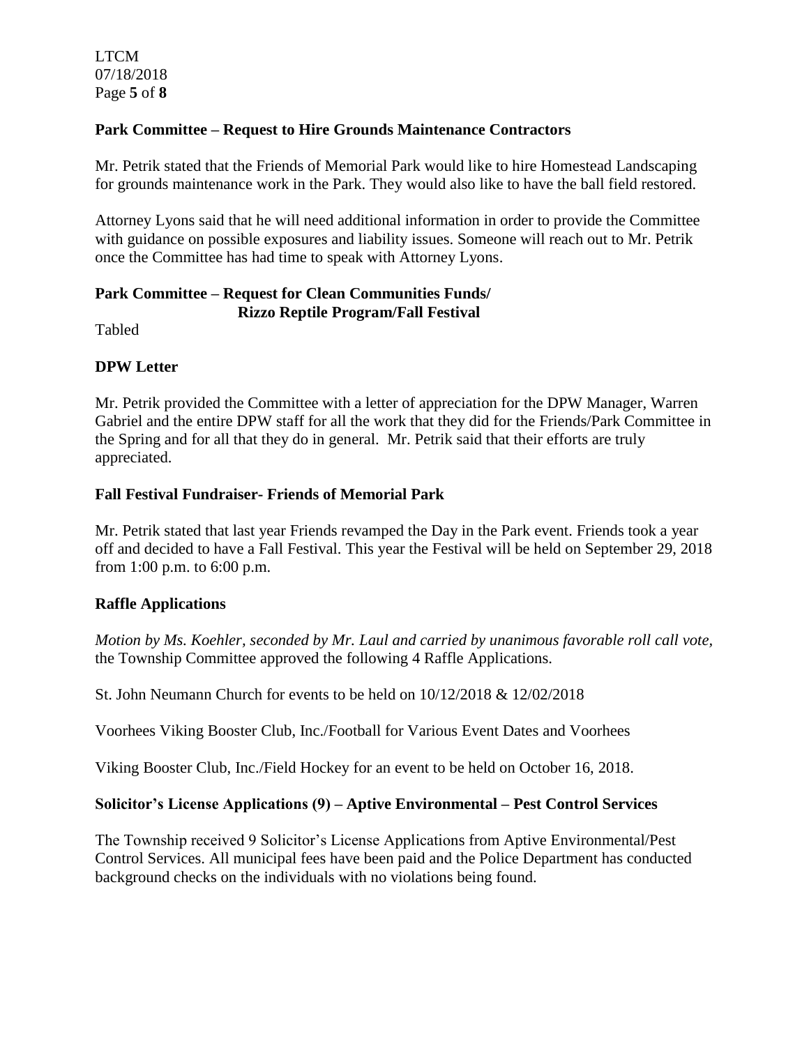**Park Committee – Request to Hire Grounds Maintenance Contractors**

Mr. Petrik stated that the Friends of Memorial Park would like to hire Homestead Landscaping for grounds maintenance work in the Park. They would also like to have the ball field restored.

Attorney Lyons said that he will need additional information in order to provide the Committee with guidance on possible exposures and liability issues. Someone will reach out to Mr. Petrik once the Committee has had time to speak with Attorney Lyons.

**Park Committee – Request for Clean Communities Funds/ Rizzo Reptile Program/Fall Festival**

Tabled

**DPW Letter**

Mr. Petrik provided the Committee with a letter of appreciation for the DPW Manager, Warren Gabriel and the entire DPW staff for all the work that they did for the Friends/Park Committee in the Spring and for all that they do in general. Mr. Petrik said that their efforts are truly appreciated.

**Fall Festival Fundraiser- Friends of Memorial Park**

Mr. Petrik stated that last year Friends revamped the Day in the Park event. Friends took a year off and decided to have a Fall Festival. This year the Festival will be held on September 29, 2018 from 1:00 p.m. to 6:00 p.m.

**Raffle Applications**

*Motion by Ms. Koehler, seconded by Mr. Laul and carried by unanimous favorable roll call vote,* the Township Committee approved the following 4 Raffle Applications.

St. John Neumann Church for events to be held on 10/12/2018 & 12/02/2018

Voorhees Viking Booster Club, Inc./Football for Various Event Dates and Voorhees

Viking Booster Club, Inc./Field Hockey for an event to be held on October 16, 2018.

**Solicitor's License Applications (9) – Aptive Environmental – Pest Control Services**

The Township received 9 Solicitor's License Applications from Aptive Environmental/Pest Control Services. All municipal fees have been paid and the Police Department has conducted background checks on the individuals with no violations being found.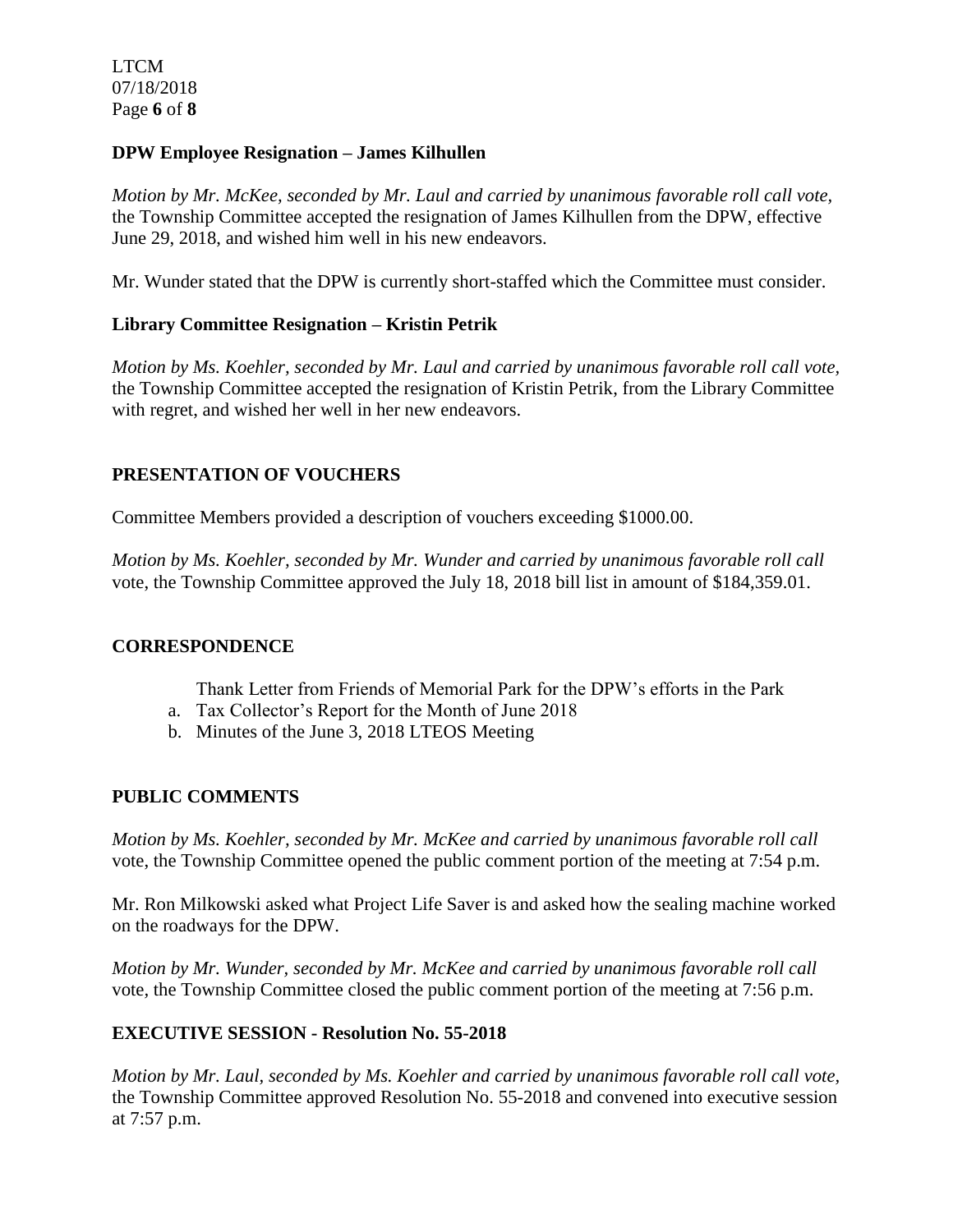**DPW Employee Resignation – James Kilhullen**

*Motion by Mr. McKee, seconded by Mr. Laul and carried by unanimous favorable roll call vote,* the Township Committee accepted the resignation of James Kilhullen from the DPW, effective June 29, 2018, and wished him well in his new endeavors.

Mr. Wunder stated that the DPW is currently short-staffed which the Committee must consider.

**Library Committee Resignation – Kristin Petrik**

*Motion by Ms. Koehler, seconded by Mr. Laul and carried by unanimous favorable roll call vote,* the Township Committee accepted the resignation of Kristin Petrik, from the Library Committee with regret, and wished her well in her new endeavors.

## PRESENTATION OF VOUCHERS

Committee Members provided a description of vouchers exceeding $1000.00.

*Motion by Ms. Koehler, seconded by Mr. Wunder and carried by unanimous favorable roll call* vote, the Township Committee approved the July 18, 2018 bill list in amount of $184,359.01.

## CORRESPONDENCE

Thank Letter from Friends of Memorial Park for the DPW's efforts in the Park

a. Tax Collector's Report for the Month of June 2018
b. Minutes of the June 3, 2018 LTEOS Meeting

## PUBLIC COMMENTS

*Motion by Ms. Koehler, seconded by Mr. McKee and carried by unanimous favorable roll call* vote, the Township Committee opened the public comment portion of the meeting at 7:54 p.m.

Mr. Ron Milkowski asked what Project Life Saver is and asked how the sealing machine worked on the roadways for the DPW.

*Motion by Mr. Wunder, seconded by Mr. McKee and carried by unanimous favorable roll call* vote, the Township Committee closed the public comment portion of the meeting at 7:56 p.m.

## EXECUTIVE SESSION - Resolution No. 55-2018

*Motion by Mr. Laul, seconded by Ms. Koehler and carried by unanimous favorable roll call vote,* the Township Committee approved Resolution No. 55-2018 and convened into executive session at 7:57 p.m.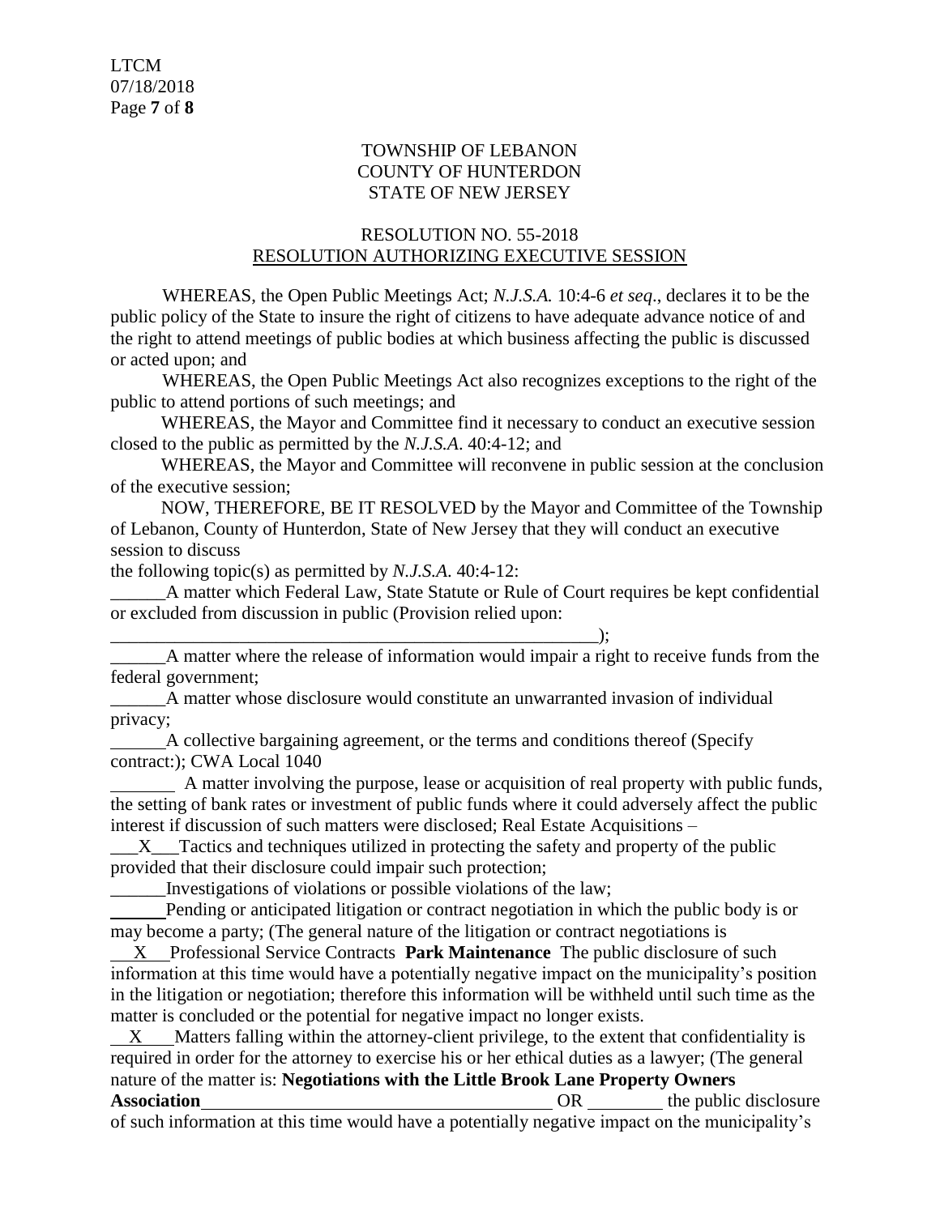TOWNSHIP OF LEBANON
COUNTY OF HUNTERDON
STATE OF NEW JERSEY

RESOLUTION NO. 55-2018
RESOLUTION AUTHORIZING EXECUTIVE SESSION

WHEREAS, the Open Public Meetings Act; *N.J.S.A.* 10:4-6 *et seq*., declares it to be the public policy of the State to insure the right of citizens to have adequate advance notice of and the right to attend meetings of public bodies at which business affecting the public is discussed or acted upon; and

WHEREAS, the Open Public Meetings Act also recognizes exceptions to the right of the public to attend portions of such meetings; and

WHEREAS, the Mayor and Committee find it necessary to conduct an executive session closed to the public as permitted by the *N.J.S.A*. 40:4-12; and

WHEREAS, the Mayor and Committee will reconvene in public session at the conclusion of the executive session;

NOW, THEREFORE, BE IT RESOLVED by the Mayor and Committee of the Township of Lebanon, County of Hunterdon, State of New Jersey that they will conduct an executive session to discuss the following topic(s) as permitted by *N.J.S.A*. 40:4-12:

______A matter which Federal Law, State Statute or Rule of Court requires be kept confidential or excluded from discussion in public (Provision relied upon: ________________________________________________________);

______A matter where the release of information would impair a right to receive funds from the federal government;

______A matter whose disclosure would constitute an unwarranted invasion of individual privacy;

______A collective bargaining agreement, or the terms and conditions thereof (Specify contract:); CWA Local 1040

_______ A matter involving the purpose, lease or acquisition of real property with public funds, the setting of bank rates or investment of public funds where it could adversely affect the public interest if discussion of such matters were disclosed; Real Estate Acquisitions –

\_\_\_X\_\_\_Tactics and techniques utilized in protecting the safety and property of the public provided that their disclosure could impair such protection;

______Investigations of violations or possible violations of the law;

______Pending or anticipated litigation or contract negotiation in which the public body is or may become a party; (The general nature of the litigation or contract negotiations is

\_\_X\_\_Professional Service Contracts **Park Maintenance** The public disclosure of such information at this time would have a potentially negative impact on the municipality's position in the litigation or negotiation; therefore this information will be withheld until such time as the matter is concluded or the potential for negative impact no longer exists.

\_\_X\_\_\_Matters falling within the attorney-client privilege, to the extent that confidentiality is required in order for the attorney to exercise his or her ethical duties as a lawyer; (The general nature of the matter is: **Negotiations with the Little Brook Lane Property Owners Association**________________________________________ OR ________ the public disclosure of such information at this time would have a potentially negative impact on the municipality's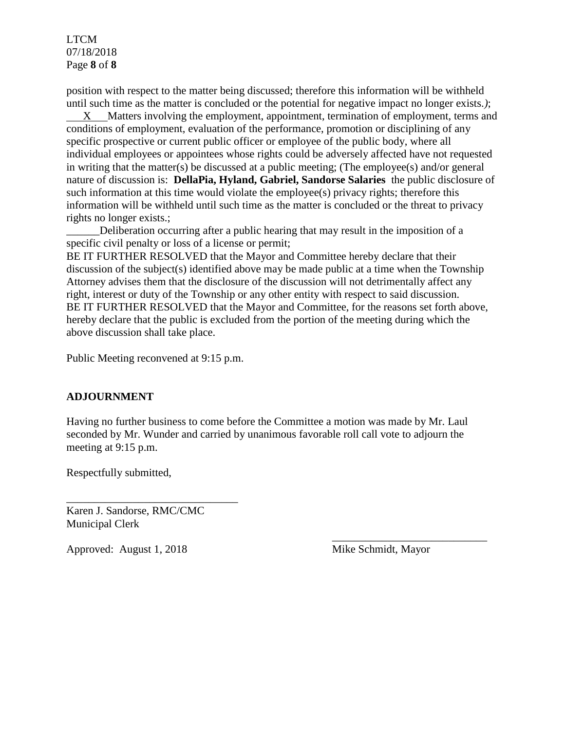position with respect to the matter being discussed; therefore this information will be withheld until such time as the matter is concluded or the potential for negative impact no longer exists.*)*;

\_\_\_X\_\_\_Matters involving the employment, appointment, termination of employment, terms and conditions of employment, evaluation of the performance, promotion or disciplining of any specific prospective or current public officer or employee of the public body, where all individual employees or appointees whose rights could be adversely affected have not requested in writing that the matter(s) be discussed at a public meeting; (The employee(s) and/or general nature of discussion is: **DellaPia, Hyland, Gabriel, Sandorse Salaries** the public disclosure of such information at this time would violate the employee(s) privacy rights; therefore this information will be withheld until such time as the matter is concluded or the threat to privacy rights no longer exists.;

\_\_\_\_\_\_Deliberation occurring after a public hearing that may result in the imposition of a specific civil penalty or loss of a license or permit;

BE IT FURTHER RESOLVED that the Mayor and Committee hereby declare that their discussion of the subject(s) identified above may be made public at a time when the Township Attorney advises them that the disclosure of the discussion will not detrimentally affect any right, interest or duty of the Township or any other entity with respect to said discussion.

BE IT FURTHER RESOLVED that the Mayor and Committee, for the reasons set forth above, hereby declare that the public is excluded from the portion of the meeting during which the above discussion shall take place.

Public Meeting reconvened at 9:15 p.m.

## ADJOURNMENT

Having no further business to come before the Committee a motion was made by Mr. Laul seconded by Mr. Wunder and carried by unanimous favorable roll call vote to adjourn the meeting at 9:15 p.m.

Respectfully submitted,

\_\_\_\_\_\_\_\_\_\_\_\_\_\_\_\_\_\_\_\_\_\_\_\_\_\_\_\_\_\_

Karen J. Sandorse, RMC/CMC
Municipal Clerk

\_\_\_\_\_\_\_\_\_\_\_\_\_\_\_\_\_\_\_\_\_\_\_\_\_\_\_\_\_\_

Approved: August 1, 2018 Mike Schmidt, Mayor